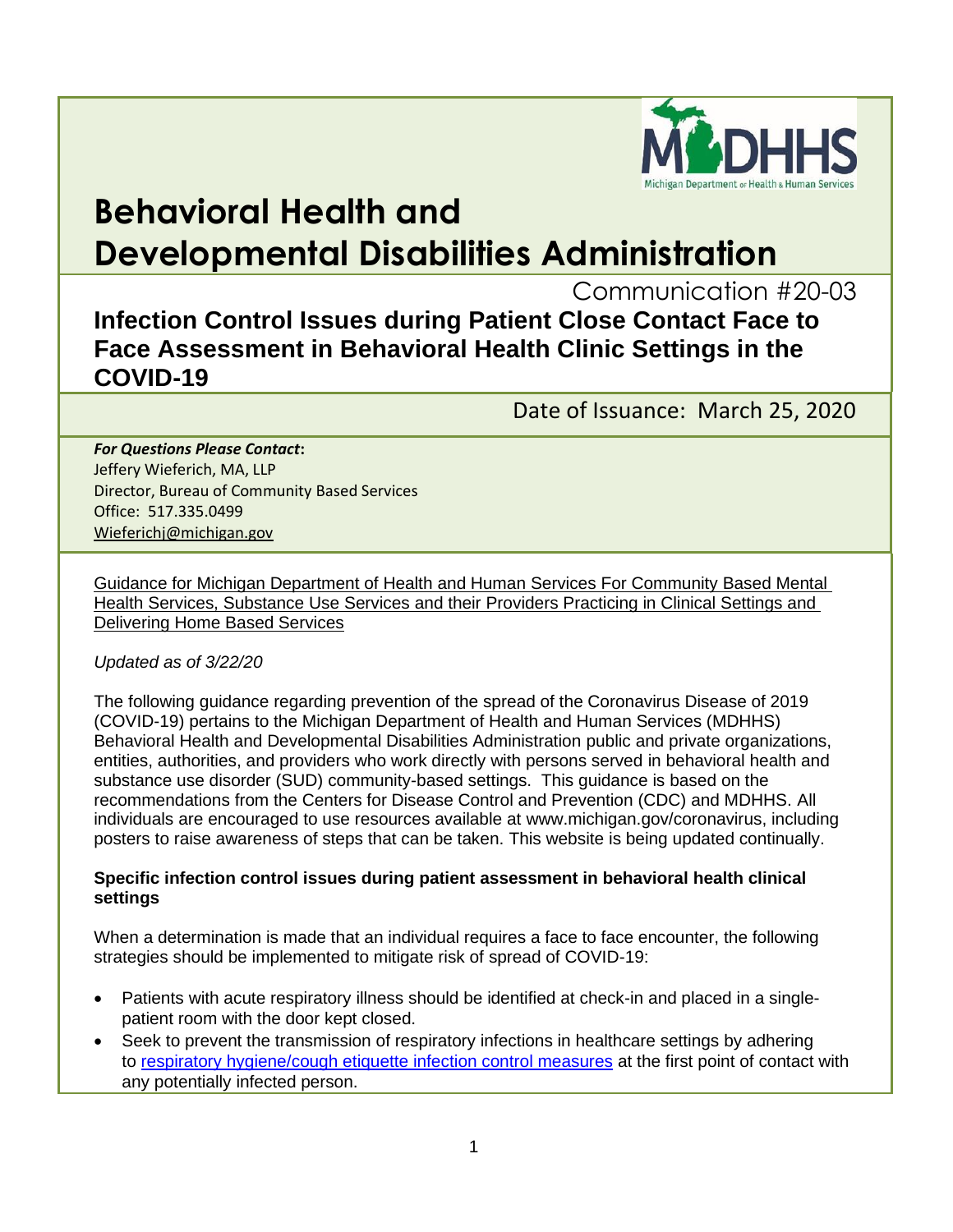# Behavioral Health and Developmental Disabilities Administration

Communication #20-03

## Infection Control Issues during Patient Close Contact Face to Face Assessment in Behavioral Health Clinic Settings in the COVID-19

Date of Issuance: March 25, 2020

***For Questions Please Contact*:**
Jeffery Wieferich, MA, LLP
Director, Bureau of Community Based Services
Office: 517.335.0499
Wieferichj@michigan.gov

Guidance for Michigan Department of Health and Human Services For Community Based Mental Health Services, Substance Use Services and their Providers Practicing in Clinical Settings and Delivering Home Based Services

*Updated as of 3/22/20*

The following guidance regarding prevention of the spread of the Coronavirus Disease of 2019 (COVID-19) pertains to the Michigan Department of Health and Human Services (MDHHS) Behavioral Health and Developmental Disabilities Administration public and private organizations, entities, authorities, and providers who work directly with persons served in behavioral health and substance use disorder (SUD) community-based settings. This guidance is based on the recommendations from the Centers for Disease Control and Prevention (CDC) and MDHHS. All individuals are encouraged to use resources available at www.michigan.gov/coronavirus, including posters to raise awareness of steps that can be taken. This website is being updated continually.

**Specific infection control issues during patient assessment in behavioral health clinical settings**

When a determination is made that an individual requires a face to face encounter, the following strategies should be implemented to mitigate risk of spread of COVID-19:

- Patients with acute respiratory illness should be identified at check-in and placed in a single-patient room with the door kept closed.
- Seek to prevent the transmission of respiratory infections in healthcare settings by adhering to respiratory hygiene/cough etiquette infection control measures at the first point of contact with any potentially infected person.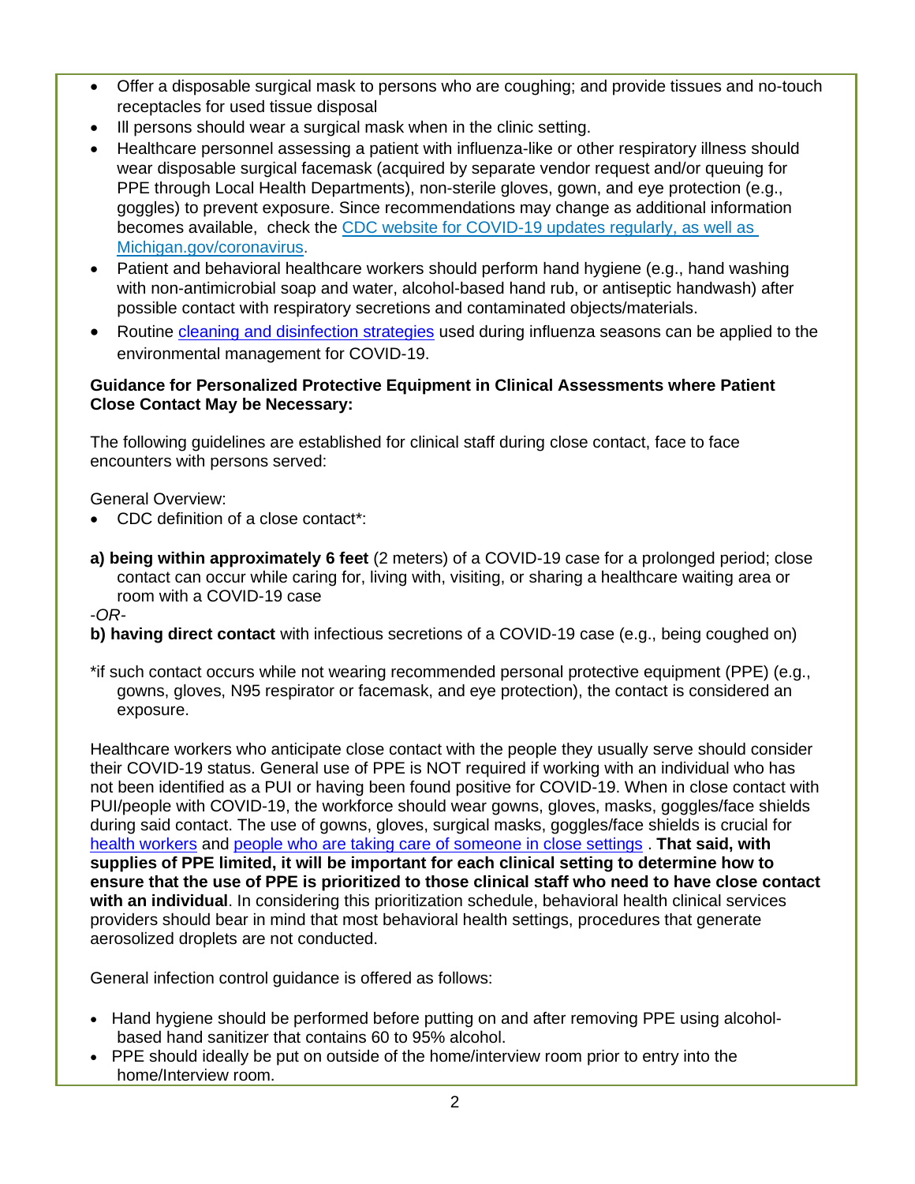- Offer a disposable surgical mask to persons who are coughing; and provide tissues and no-touch receptacles for used tissue disposal
- Ill persons should wear a surgical mask when in the clinic setting.
- Healthcare personnel assessing a patient with influenza-like or other respiratory illness should wear disposable surgical facemask (acquired by separate vendor request and/or queuing for PPE through Local Health Departments), non-sterile gloves, gown, and eye protection (e.g., goggles) to prevent exposure. Since recommendations may change as additional information becomes available, check the [CDC website for COVID-19 updates regularly, as well as Michigan.gov/coronavirus](#).
- Patient and behavioral healthcare workers should perform hand hygiene (e.g., hand washing with non-antimicrobial soap and water, alcohol-based hand rub, or antiseptic handwash) after possible contact with respiratory secretions and contaminated objects/materials.
- Routine [cleaning and disinfection strategies](#) used during influenza seasons can be applied to the environmental management for COVID-19.

**Guidance for Personalized Protective Equipment in Clinical Assessments where Patient Close Contact May be Necessary:**

The following guidelines are established for clinical staff during close contact, face to face encounters with persons served:

General Overview:

- CDC definition of a close contact*:

**a) being within approximately 6 feet** (2 meters) of a COVID-19 case for a prolonged period; close contact can occur while caring for, living with, visiting, or sharing a healthcare waiting area or room with a COVID-19 case

*-OR-*

**b) having direct contact** with infectious secretions of a COVID-19 case (e.g., being coughed on)

*if such contact occurs while not wearing recommended personal protective equipment (PPE) (e.g., gowns, gloves, N95 respirator or facemask, and eye protection), the contact is considered an exposure.

Healthcare workers who anticipate close contact with the people they usually serve should consider their COVID-19 status. General use of PPE is NOT required if working with an individual who has not been identified as a PUI or having been found positive for COVID-19. When in close contact with PUI/people with COVID-19, the workforce should wear gowns, gloves, masks, goggles/face shields during said contact. The use of gowns, gloves, surgical masks, goggles/face shields is crucial for [health workers](#) and [people who are taking care of someone in close settings](#) . **That said, with supplies of PPE limited, it will be important for each clinical setting to determine how to ensure that the use of PPE is prioritized to those clinical staff who need to have close contact with an individual**. In considering this prioritization schedule, behavioral health clinical services providers should bear in mind that most behavioral health settings, procedures that generate aerosolized droplets are not conducted.

General infection control guidance is offered as follows:

- Hand hygiene should be performed before putting on and after removing PPE using alcohol-based hand sanitizer that contains 60 to 95% alcohol.
- PPE should ideally be put on outside of the home/interview room prior to entry into the home/Interview room.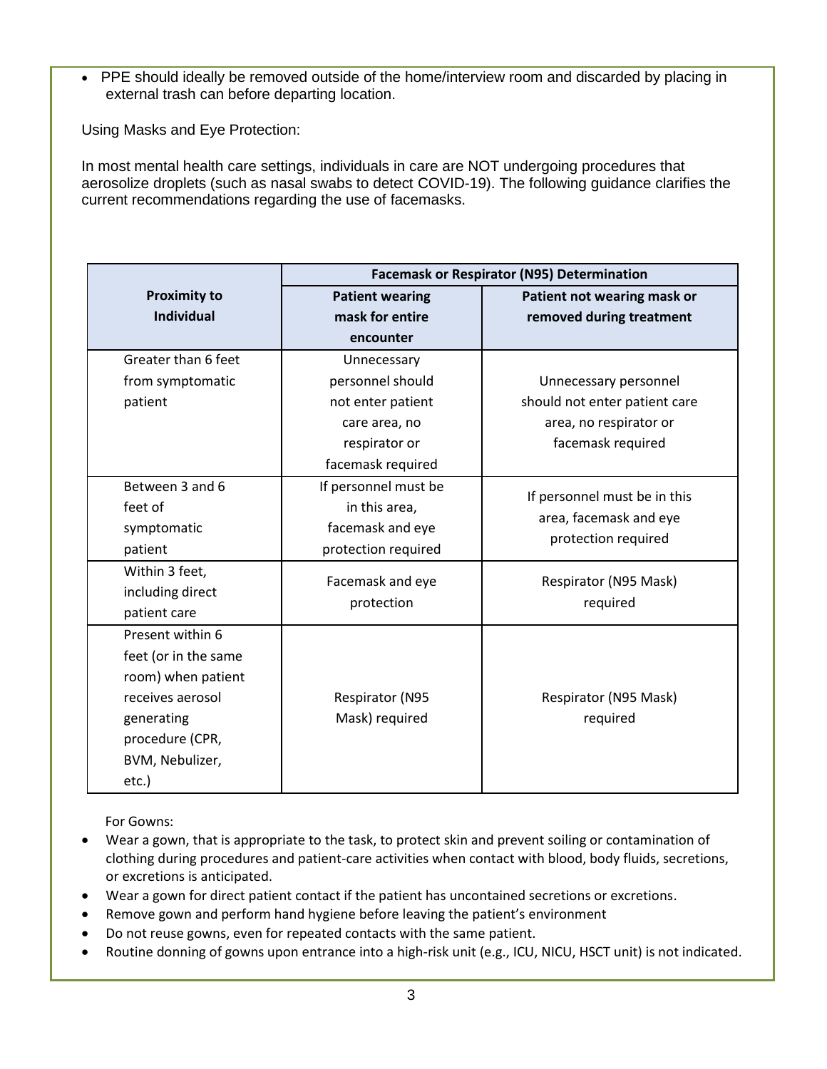- PPE should ideally be removed outside of the home/interview room and discarded by placing in external trash can before departing location.

Using Masks and Eye Protection:

In most mental health care settings, individuals in care are NOT undergoing procedures that aerosolize droplets (such as nasal swabs to detect COVID-19). The following guidance clarifies the current recommendations regarding the use of facemasks.

| Proximity to Individual | Facemask or Respirator (N95) Determination | |
|---|---|---|
| | **Patient wearing mask for entire encounter** | **Patient not wearing mask or removed during treatment** |
| Greater than 6 feet from symptomatic patient | Unnecessary personnel should not enter patient care area, no respirator or facemask required | Unnecessary personnel should not enter patient care area, no respirator or facemask required |
| Between 3 and 6 feet of symptomatic patient | If personnel must be in this area, facemask and eye protection required | If personnel must be in this area, facemask and eye protection required |
| Within 3 feet, including direct patient care | Facemask and eye protection | Respirator (N95 Mask) required |
| Present within 6 feet (or in the same room) when patient receives aerosol generating procedure (CPR, BVM, Nebulizer, etc.) | Respirator (N95 Mask) required | Respirator (N95 Mask) required |

For Gowns:

- Wear a gown, that is appropriate to the task, to protect skin and prevent soiling or contamination of clothing during procedures and patient-care activities when contact with blood, body fluids, secretions, or excretions is anticipated.
- Wear a gown for direct patient contact if the patient has uncontained secretions or excretions.
- Remove gown and perform hand hygiene before leaving the patient's environment
- Do not reuse gowns, even for repeated contacts with the same patient.
- Routine donning of gowns upon entrance into a high-risk unit (e.g., ICU, NICU, HSCT unit) is not indicated.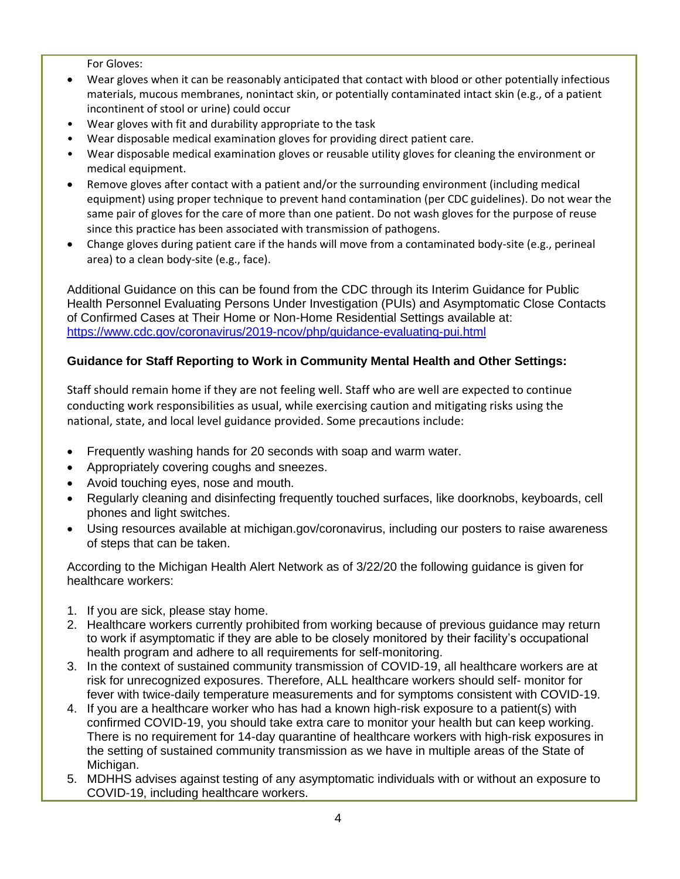For Gloves:

- Wear gloves when it can be reasonably anticipated that contact with blood or other potentially infectious materials, mucous membranes, nonintact skin, or potentially contaminated intact skin (e.g., of a patient incontinent of stool or urine) could occur
- Wear gloves with fit and durability appropriate to the task
- Wear disposable medical examination gloves for providing direct patient care.
- Wear disposable medical examination gloves or reusable utility gloves for cleaning the environment or medical equipment.
- Remove gloves after contact with a patient and/or the surrounding environment (including medical equipment) using proper technique to prevent hand contamination (per CDC guidelines). Do not wear the same pair of gloves for the care of more than one patient. Do not wash gloves for the purpose of reuse since this practice has been associated with transmission of pathogens.
- Change gloves during patient care if the hands will move from a contaminated body-site (e.g., perineal area) to a clean body-site (e.g., face).

Additional Guidance on this can be found from the CDC through its Interim Guidance for Public Health Personnel Evaluating Persons Under Investigation (PUIs) and Asymptomatic Close Contacts of Confirmed Cases at Their Home or Non-Home Residential Settings available at: https://www.cdc.gov/coronavirus/2019-ncov/php/guidance-evaluating-pui.html

**Guidance for Staff Reporting to Work in Community Mental Health and Other Settings:**

Staff should remain home if they are not feeling well. Staff who are well are expected to continue conducting work responsibilities as usual, while exercising caution and mitigating risks using the national, state, and local level guidance provided. Some precautions include:

- Frequently washing hands for 20 seconds with soap and warm water.
- Appropriately covering coughs and sneezes.
- Avoid touching eyes, nose and mouth.
- Regularly cleaning and disinfecting frequently touched surfaces, like doorknobs, keyboards, cell phones and light switches.
- Using resources available at michigan.gov/coronavirus, including our posters to raise awareness of steps that can be taken.

According to the Michigan Health Alert Network as of 3/22/20 the following guidance is given for healthcare workers:

1. If you are sick, please stay home.
2. Healthcare workers currently prohibited from working because of previous guidance may return to work if asymptomatic if they are able to be closely monitored by their facility's occupational health program and adhere to all requirements for self-monitoring.
3. In the context of sustained community transmission of COVID-19, all healthcare workers are at risk for unrecognized exposures. Therefore, ALL healthcare workers should self- monitor for fever with twice-daily temperature measurements and for symptoms consistent with COVID-19.
4. If you are a healthcare worker who has had a known high-risk exposure to a patient(s) with confirmed COVID-19, you should take extra care to monitor your health but can keep working. There is no requirement for 14-day quarantine of healthcare workers with high-risk exposures in the setting of sustained community transmission as we have in multiple areas of the State of Michigan.
5. MDHHS advises against testing of any asymptomatic individuals with or without an exposure to COVID-19, including healthcare workers.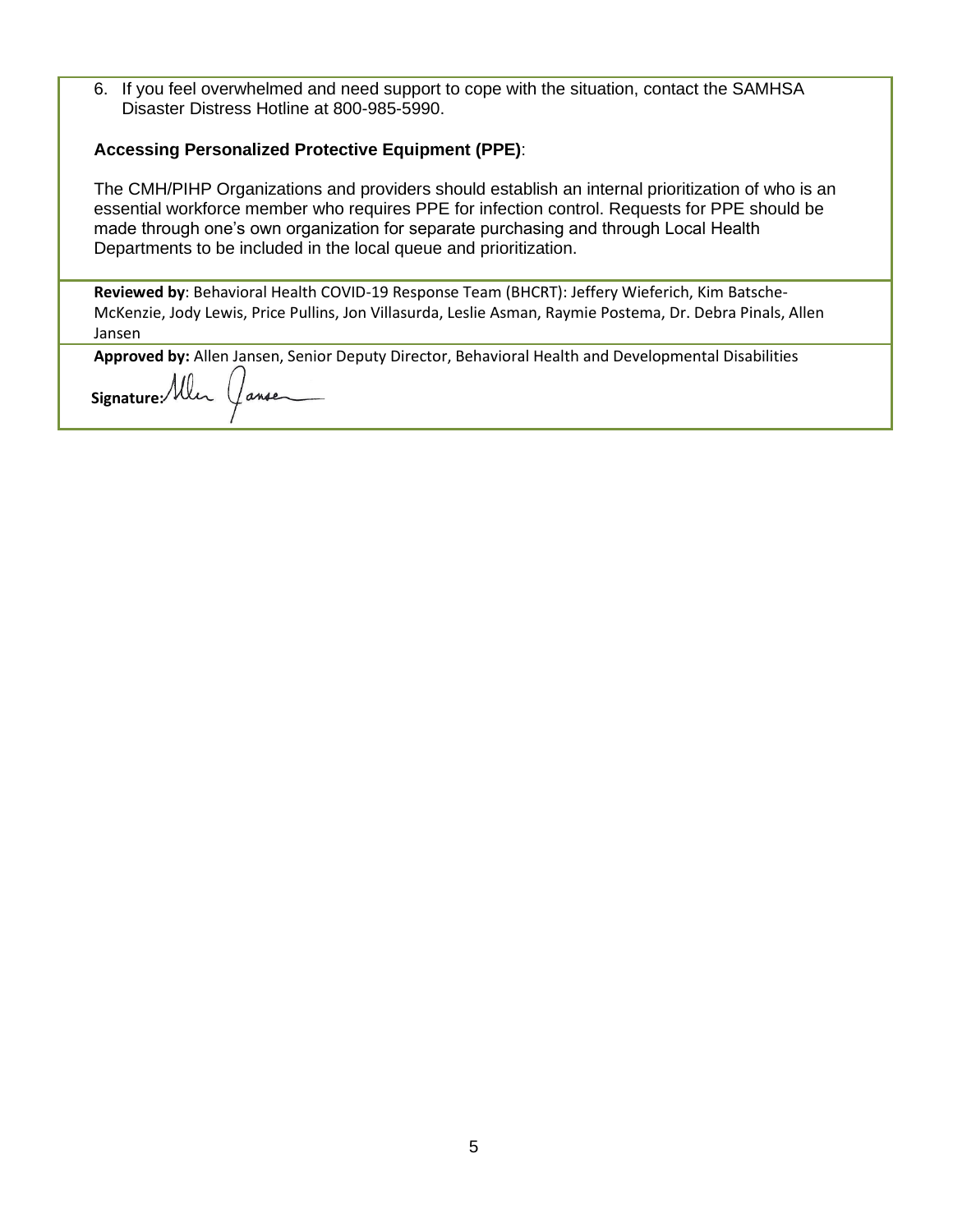6. If you feel overwhelmed and need support to cope with the situation, contact the SAMHSA Disaster Distress Hotline at 800-985-5990.

**Accessing Personalized Protective Equipment (PPE)**:

The CMH/PIHP Organizations and providers should establish an internal prioritization of who is an essential workforce member who requires PPE for infection control. Requests for PPE should be made through one's own organization for separate purchasing and through Local Health Departments to be included in the local queue and prioritization.

**Reviewed by**: Behavioral Health COVID-19 Response Team (BHCRT): Jeffery Wieferich, Kim Batsche-McKenzie, Jody Lewis, Price Pullins, Jon Villasurda, Leslie Asman, Raymie Postema, Dr. Debra Pinals, Allen Jansen

**Approved by:** Allen Jansen, Senior Deputy Director, Behavioral Health and Developmental Disabilities

**Signature:** Allen Jansen